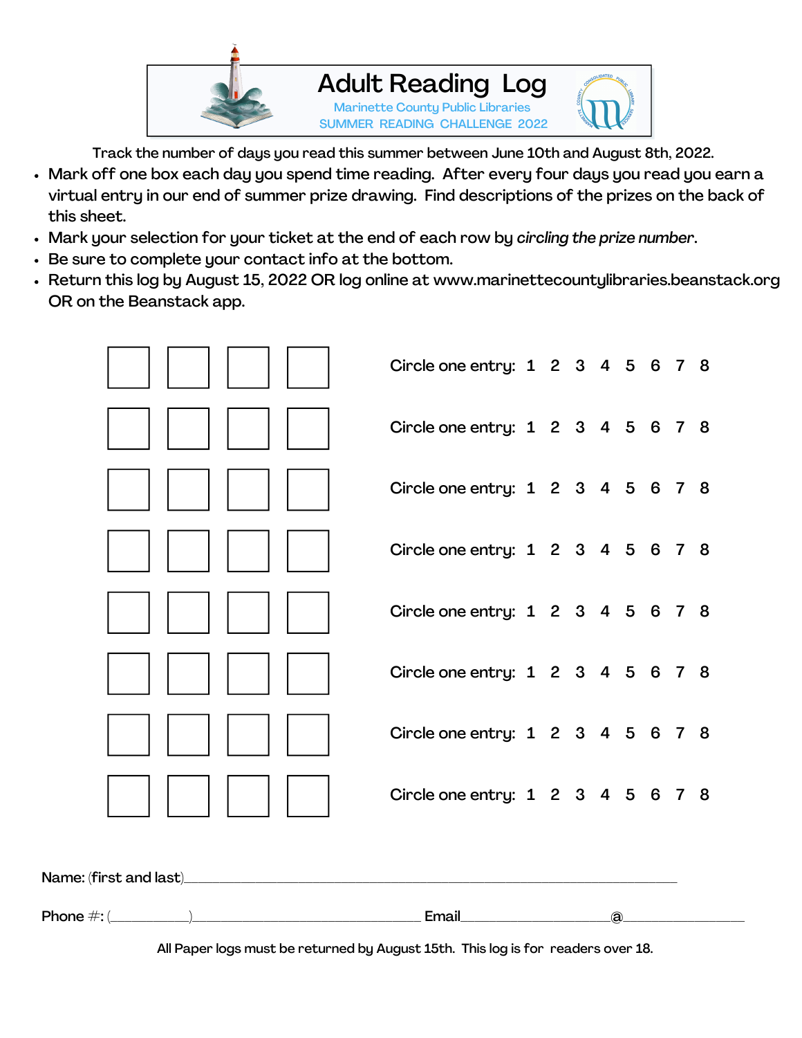# Adult Reading Log

Marinette County Public Libraries

SUMMER READING CHALLENGE 2022

Track the number of days you read this summer between June 10th and August 8th, 2022.

- Mark off one box each day you spend time reading. After every four days you read you earn a virtual entry in our end of summer prize drawing. Find descriptions of the prizes on the back of this sheet.
- Mark your selection for your ticket at the end of each row by *circling the prize number*.
- Be sure to complete your contact info at the bottom.
- Return this log by August 15, 2022 OR log online at www.marinettecountylibraries.beanstack.org OR on the Beanstack app.

| | | | | |
|---|---|---|---|---|
| ☐ | ☐ | ☐ | ☐ | Circle one entry: 1 2 3 4 5 6 7 8 |
| ☐ | ☐ | ☐ | ☐ | Circle one entry: 1 2 3 4 5 6 7 8 |
| ☐ | ☐ | ☐ | ☐ | Circle one entry: 1 2 3 4 5 6 7 8 |
| ☐ | ☐ | ☐ | ☐ | Circle one entry: 1 2 3 4 5 6 7 8 |
| ☐ | ☐ | ☐ | ☐ | Circle one entry: 1 2 3 4 5 6 7 8 |
| ☐ | ☐ | ☐ | ☐ | Circle one entry: 1 2 3 4 5 6 7 8 |
| ☐ | ☐ | ☐ | ☐ | Circle one entry: 1 2 3 4 5 6 7 8 |
| ☐ | ☐ | ☐ | ☐ | Circle one entry: 1 2 3 4 5 6 7 8 |

Name: (first and last)______________________________________________

Phone #: (________)______________________ Email______________@____________

All Paper logs must be returned by August 15th. This log is for readers over 18.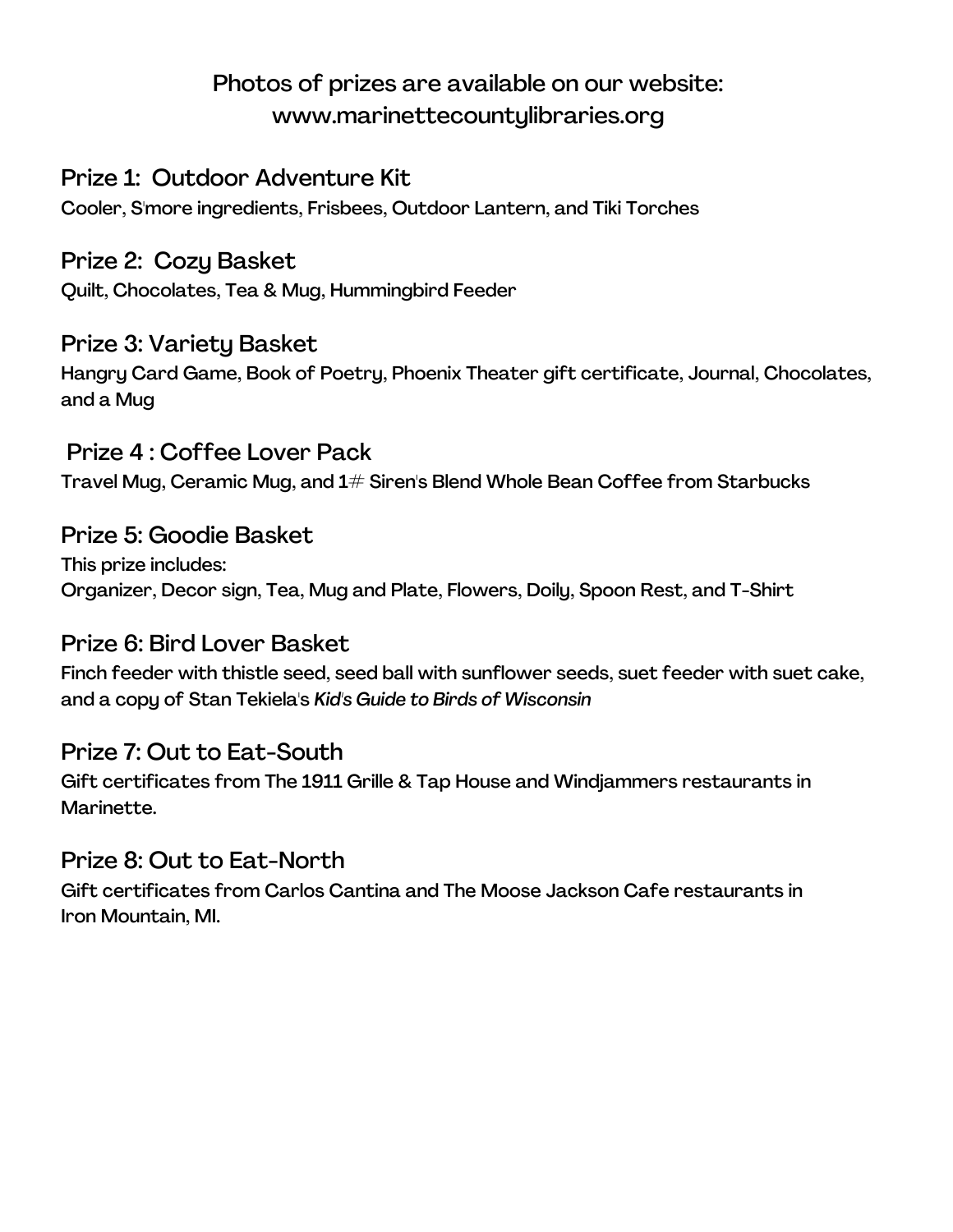Photos of prizes are available on our website:
www.marinettecountylibraries.org

## Prize 1: Outdoor Adventure Kit

Cooler, S'more ingredients, Frisbees, Outdoor Lantern, and Tiki Torches

## Prize 2: Cozy Basket

Quilt, Chocolates, Tea & Mug, Hummingbird Feeder

## Prize 3: Variety Basket

Hangry Card Game, Book of Poetry, Phoenix Theater gift certificate, Journal, Chocolates, and a Mug

## Prize 4 : Coffee Lover Pack

Travel Mug, Ceramic Mug, and 1# Siren's Blend Whole Bean Coffee from Starbucks

## Prize 5: Goodie Basket

This prize includes:
Organizer, Decor sign, Tea, Mug and Plate, Flowers, Doily, Spoon Rest, and T-Shirt

## Prize 6: Bird Lover Basket

Finch feeder with thistle seed, seed ball with sunflower seeds, suet feeder with suet cake, and a copy of Stan Tekiela's *Kid's Guide to Birds of Wisconsin*

## Prize 7: Out to Eat-South

Gift certificates from The 1911 Grille & Tap House and Windjammers restaurants in Marinette.

## Prize 8: Out to Eat-North

Gift certificates from Carlos Cantina and The Moose Jackson Cafe restaurants in Iron Mountain, MI.